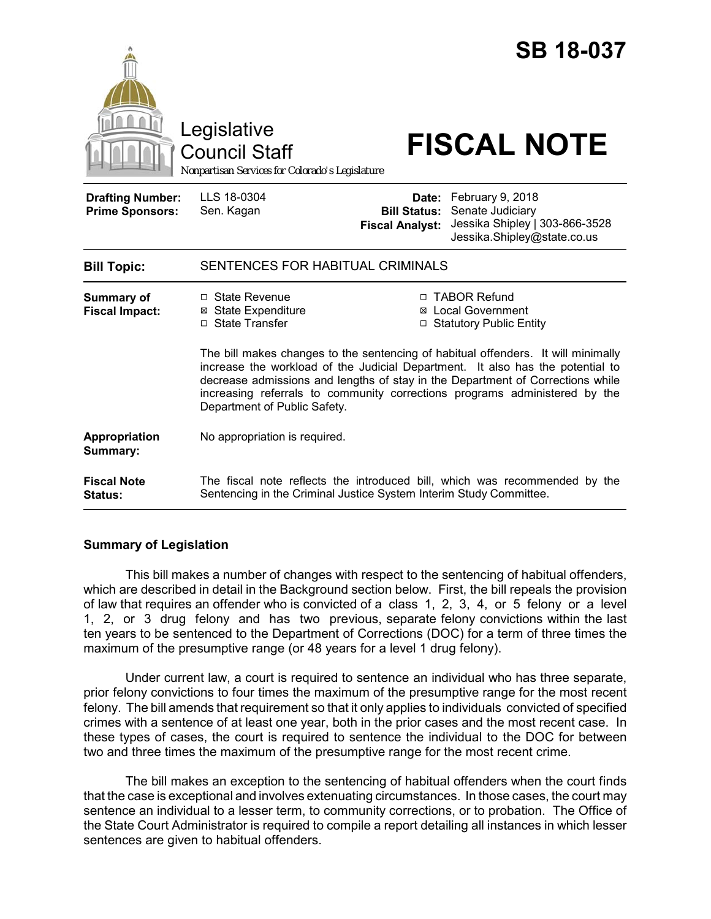# SB 18-037

Legislative Council Staff

Nonpartisan Services for Colorado's Legislature

# FISCAL NOTE

| | | | |
|---|---|---|---|
| **Drafting Number:** | LLS 18-0304 | **Date:** | February 9, 2018 |
| **Prime Sponsors:** | Sen. Kagan | **Bill Status:** | Senate Judiciary |
| | | **Fiscal Analyst:** | Jessika Shipley \| 303-866-3528 Jessika.Shipley@state.co.us |

| | |
|---|---|
| **Bill Topic:** | SENTENCES FOR HABITUAL CRIMINALS |
| **Summary of Fiscal Impact:** | ☐ State Revenue ☒ State Expenditure ☐ State Transfer ☐ TABOR Refund ☒ Local Government ☐ Statutory Public Entity<br><br>The bill makes changes to the sentencing of habitual offenders. It will minimally increase the workload of the Judicial Department. It also has the potential to decrease admissions and lengths of stay in the Department of Corrections while increasing referrals to community corrections programs administered by the Department of Public Safety. |
| **Appropriation Summary:** | No appropriation is required. |
| **Fiscal Note Status:** | The fiscal note reflects the introduced bill, which was recommended by the Sentencing in the Criminal Justice System Interim Study Committee. |

## Summary of Legislation

This bill makes a number of changes with respect to the sentencing of habitual offenders, which are described in detail in the Background section below. First, the bill repeals the provision of law that requires an offender who is convicted of a class 1, 2, 3, 4, or 5 felony or a level 1, 2, or 3 drug felony and has two previous, separate felony convictions within the last ten years to be sentenced to the Department of Corrections (DOC) for a term of three times the maximum of the presumptive range (or 48 years for a level 1 drug felony).

Under current law, a court is required to sentence an individual who has three separate, prior felony convictions to four times the maximum of the presumptive range for the most recent felony. The bill amends that requirement so that it only applies to individuals convicted of specified crimes with a sentence of at least one year, both in the prior cases and the most recent case. In these types of cases, the court is required to sentence the individual to the DOC for between two and three times the maximum of the presumptive range for the most recent crime.

The bill makes an exception to the sentencing of habitual offenders when the court finds that the case is exceptional and involves extenuating circumstances. In those cases, the court may sentence an individual to a lesser term, to community corrections, or to probation. The Office of the State Court Administrator is required to compile a report detailing all instances in which lesser sentences are given to habitual offenders.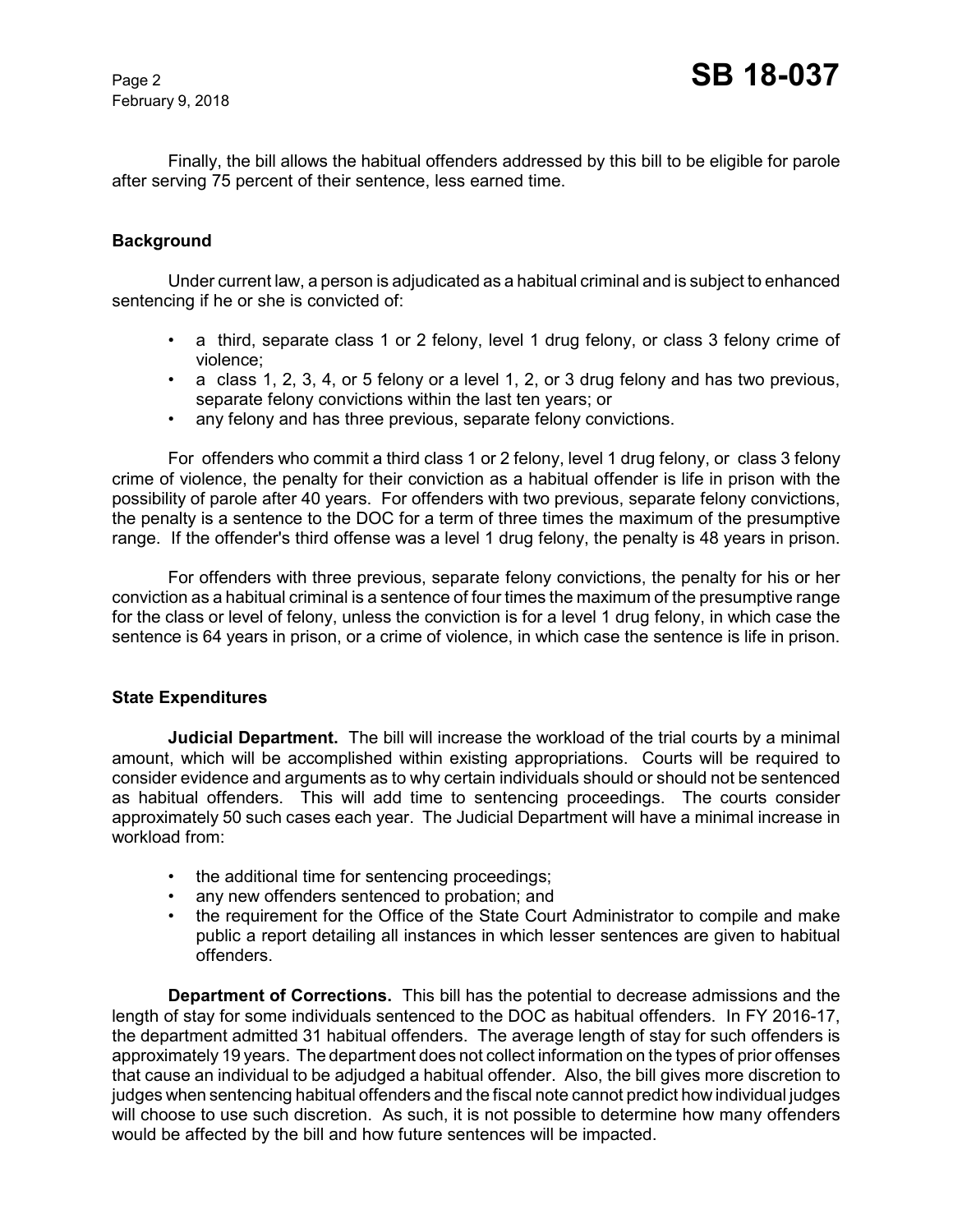Finally, the bill allows the habitual offenders addressed by this bill to be eligible for parole after serving 75 percent of their sentence, less earned time.

## Background

Under current law, a person is adjudicated as a habitual criminal and is subject to enhanced sentencing if he or she is convicted of:

- a third, separate class 1 or 2 felony, level 1 drug felony, or class 3 felony crime of violence;
- a class 1, 2, 3, 4, or 5 felony or a level 1, 2, or 3 drug felony and has two previous, separate felony convictions within the last ten years; or
- any felony and has three previous, separate felony convictions.

For offenders who commit a third class 1 or 2 felony, level 1 drug felony, or class 3 felony crime of violence, the penalty for their conviction as a habitual offender is life in prison with the possibility of parole after 40 years. For offenders with two previous, separate felony convictions, the penalty is a sentence to the DOC for a term of three times the maximum of the presumptive range. If the offender's third offense was a level 1 drug felony, the penalty is 48 years in prison.

For offenders with three previous, separate felony convictions, the penalty for his or her conviction as a habitual criminal is a sentence of four times the maximum of the presumptive range for the class or level of felony, unless the conviction is for a level 1 drug felony, in which case the sentence is 64 years in prison, or a crime of violence, in which case the sentence is life in prison.

## State Expenditures

**Judicial Department.** The bill will increase the workload of the trial courts by a minimal amount, which will be accomplished within existing appropriations. Courts will be required to consider evidence and arguments as to why certain individuals should or should not be sentenced as habitual offenders. This will add time to sentencing proceedings. The courts consider approximately 50 such cases each year. The Judicial Department will have a minimal increase in workload from:

- the additional time for sentencing proceedings;
- any new offenders sentenced to probation; and
- the requirement for the Office of the State Court Administrator to compile and make public a report detailing all instances in which lesser sentences are given to habitual offenders.

**Department of Corrections.** This bill has the potential to decrease admissions and the length of stay for some individuals sentenced to the DOC as habitual offenders. In FY 2016-17, the department admitted 31 habitual offenders. The average length of stay for such offenders is approximately 19 years. The department does not collect information on the types of prior offenses that cause an individual to be adjudged a habitual offender. Also, the bill gives more discretion to judges when sentencing habitual offenders and the fiscal note cannot predict how individual judges will choose to use such discretion. As such, it is not possible to determine how many offenders would be affected by the bill and how future sentences will be impacted.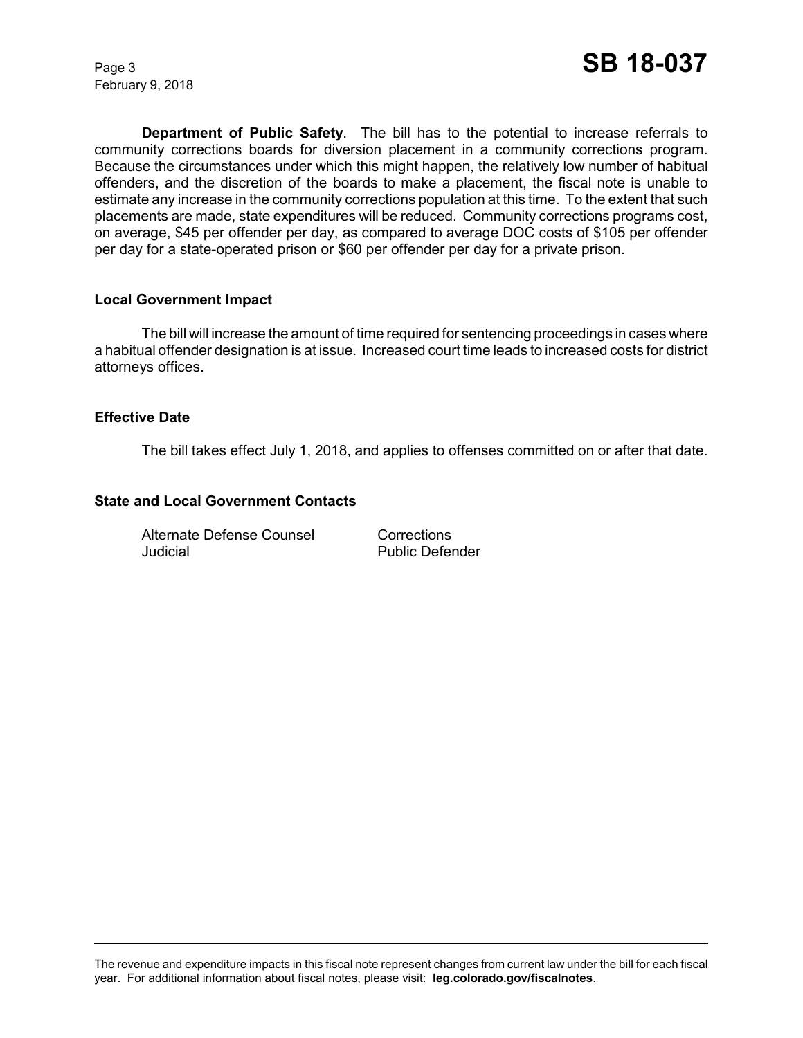**Department of Public Safety**. The bill has to the potential to increase referrals to community corrections boards for diversion placement in a community corrections program. Because the circumstances under which this might happen, the relatively low number of habitual offenders, and the discretion of the boards to make a placement, the fiscal note is unable to estimate any increase in the community corrections population at this time. To the extent that such placements are made, state expenditures will be reduced. Community corrections programs cost, on average, $45 per offender per day, as compared to average DOC costs of $105 per offender per day for a state-operated prison or $60 per offender per day for a private prison.

### Local Government Impact

The bill will increase the amount of time required for sentencing proceedings in cases where a habitual offender designation is at issue. Increased court time leads to increased costs for district attorneys offices.

### Effective Date

The bill takes effect July 1, 2018, and applies to offenses committed on or after that date.

### State and Local Government Contacts

| | |
|---|---|
| Alternate Defense Counsel | Corrections |
| Judicial | Public Defender |

The revenue and expenditure impacts in this fiscal note represent changes from current law under the bill for each fiscal year. For additional information about fiscal notes, please visit: **leg.colorado.gov/fiscalnotes**.